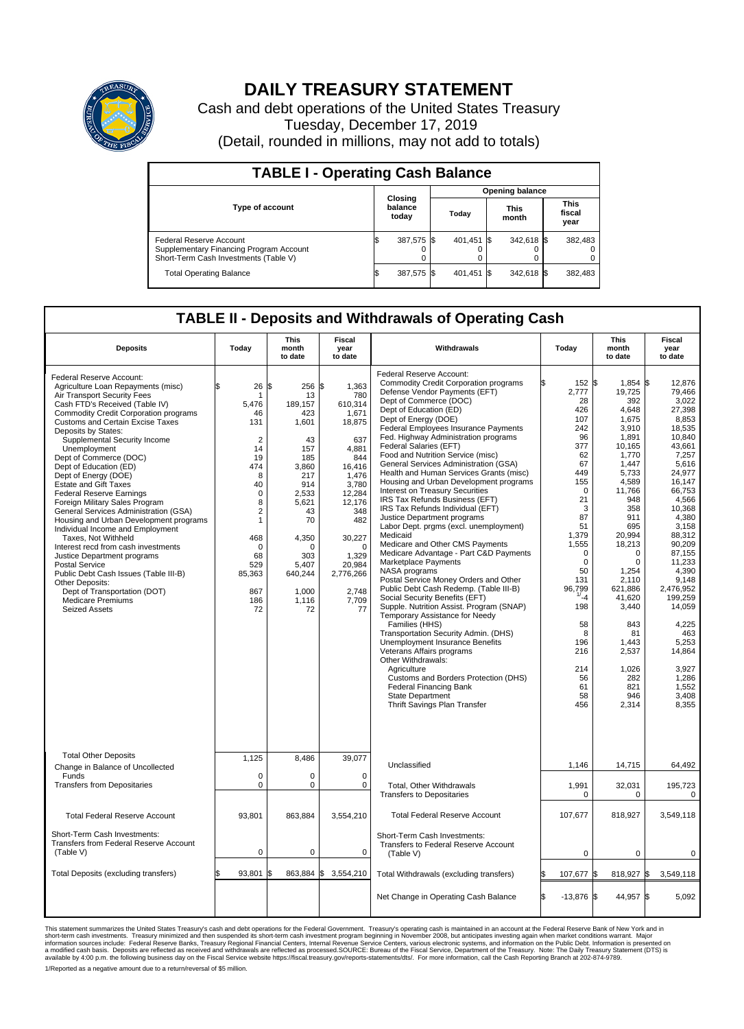# DAILY TREASURY STATEMENT

Cash and debt operations of the United States Treasury

Tuesday, December 17, 2019

(Detail, rounded in millions, may not add to totals)

## TABLE I - Operating Cash Balance

| Type of account | Closing balance today | Opening balance Today | Opening balance This month | Opening balance This fiscal year |
|---|---|---|---|---|
| Federal Reserve Account | $ 387,575 | $ 401,451 | $ 342,618 | $ 382,483 |
| Supplementary Financing Program Account | 0 | 0 | 0 | 0 |
| Short-Term Cash Investments (Table V) | 0 | 0 | 0 | 0 |
| Total Operating Balance | $ 387,575 | $ 401,451 | $ 342,618 | $ 382,483 |

## TABLE II - Deposits and Withdrawals of Operating Cash

| Deposits | Today | This month to date | Fiscal year to date | Withdrawals | Today | This month to date | Fiscal year to date |
|---|---|---|---|---|---|---|---|
| Federal Reserve Account: | | | | Federal Reserve Account: | | | |
| Agriculture Loan Repayments (misc) | $ 26 | $ 256 | $ 1,363 | Commodity Credit Corporation programs | $ 152 | $ 1,854 | $ 12,876 |
| Air Transport Security Fees | 1 | 13 | 780 | Defense Vendor Payments (EFT) | 2,777 | 19,725 | 79,466 |
| Cash FTD's Received (Table IV) | 5,476 | 189,157 | 610,314 | Dept of Commerce (DOC) | 28 | 392 | 3,022 |
| Commodity Credit Corporation programs | 46 | 423 | 1,671 | Dept of Education (ED) | 426 | 4,648 | 27,398 |
| Customs and Certain Excise Taxes | 131 | 1,601 | 18,875 | Dept of Energy (DOE) | 107 | 1,675 | 8,853 |
| Deposits by States: | | | | Federal Employees Insurance Payments | 242 | 3,910 | 18,535 |
| Supplemental Security Income | 2 | 43 | 637 | Fed. Highway Administration programs | 96 | 1,891 | 10,840 |
| Unemployment | 14 | 157 | 4,881 | Federal Salaries (EFT) | 377 | 10,165 | 43,661 |
| Dept of Commerce (DOC) | 19 | 185 | 844 | Food and Nutrition Service (misc) | 62 | 1,770 | 7,257 |
| Dept of Education (ED) | 474 | 3,860 | 16,416 | General Services Administration (GSA) | 67 | 1,447 | 5,616 |
| Dept of Energy (DOE) | 8 | 217 | 1,476 | Health and Human Services Grants (misc) | 449 | 5,733 | 24,977 |
| Estate and Gift Taxes | 40 | 914 | 3,780 | Housing and Urban Development programs | 155 | 4,589 | 16,147 |
| Federal Reserve Earnings | 0 | 2,533 | 12,284 | Interest on Treasury Securities | 0 | 11,766 | 66,753 |
| Foreign Military Sales Program | 8 | 5,621 | 12,176 | IRS Tax Refunds Business (EFT) | 21 | 948 | 4,566 |
| General Services Administration (GSA) | 2 | 43 | 348 | IRS Tax Refunds Individual (EFT) | 3 | 358 | 10,368 |
| Housing and Urban Development programs | 1 | 70 | 482 | Justice Department programs | 87 | 911 | 4,380 |
| Individual Income and Employment Taxes, Not Withheld | 468 | 4,350 | 30,227 | Labor Dept. prgms (excl. unemployment) | 51 | 695 | 3,158 |
| Interest recd from cash investments | 0 | 0 | 0 | Medicaid | 1,379 | 20,994 | 88,312 |
| Justice Department programs | 68 | 303 | 1,329 | Medicare and Other CMS Payments | 1,555 | 18,213 | 90,209 |
| Postal Service | 529 | 5,407 | 20,984 | Medicare Advantage - Part C&D Payments | 0 | 0 | 87,155 |
| Public Debt Cash Issues (Table III-B) | 85,363 | 640,244 | 2,776,266 | Marketplace Payments | 0 | 0 | 11,233 |
| Other Deposits: | | | | NASA programs | 50 | 1,254 | 4,390 |
| Dept of Transportation (DOT) | 867 | 1,000 | 2,748 | Postal Service Money Orders and Other | 131 | 2,110 | 9,148 |
| Medicare Premiums | 186 | 1,116 | 7,709 | Public Debt Cash Redemp. (Table III-B) | 96,799 | 621,886 | 2,476,952 |
| Seized Assets | 72 | 72 | 77 | Social Security Benefits (EFT) | 1/ -4 | 41,620 | 199,259 |
| | | | | Supple. Nutrition Assist. Program (SNAP) | 198 | 3,440 | 14,059 |
| | | | | Temporary Assistance for Needy Families (HHS) | 58 | 843 | 4,225 |
| | | | | Transportation Security Admin. (DHS) | 8 | 81 | 463 |
| | | | | Unemployment Insurance Benefits | 196 | 1,443 | 5,253 |
| | | | | Veterans Affairs programs | 216 | 2,537 | 14,864 |
| | | | | Other Withdrawals: | | | |
| | | | | Agriculture | 214 | 1,026 | 3,927 |
| | | | | Customs and Borders Protection (DHS) | 56 | 282 | 1,286 |
| | | | | Federal Financing Bank | 61 | 821 | 1,552 |
| | | | | State Department | 58 | 946 | 3,408 |
| | | | | Thrift Savings Plan Transfer | 456 | 2,314 | 8,355 |
| Total Other Deposits | 1,125 | 8,486 | 39,077 | Unclassified | 1,146 | 14,715 | 64,492 |
| Change in Balance of Uncollected Funds | 0 | 0 | 0 | | | | |
| Transfers from Depositaries | 0 | 0 | 0 | Total, Other Withdrawals | 1,991 | 32,031 | 195,723 |
| | | | | Transfers to Depositaries | 0 | 0 | 0 |
| Total Federal Reserve Account | 93,801 | 863,884 | 3,554,210 | Total Federal Reserve Account | 107,677 | 818,927 | 3,549,118 |
| Short-Term Cash Investments: Transfers from Federal Reserve Account (Table V) | 0 | 0 | 0 | Short-Term Cash Investments: Transfers to Federal Reserve Account (Table V) | 0 | 0 | 0 |
| Total Deposits (excluding transfers) | $ 93,801 | $ 863,884 | $ 3,554,210 | Total Withdrawals (excluding transfers) | $ 107,677 | $ 818,927 | $ 3,549,118 |
| | | | | Net Change in Operating Cash Balance | $ -13,876 | $ 44,957 | $ 5,092 |

This statement summarizes the United States Treasury's cash and debt operations for the Federal Government. Treasury's operating cash is maintained in an account at the Federal Reserve Bank of New York and in short-term cash investments. Treasury minimized and then suspended its short-term cash investment program beginning in November 2008, but anticipates investing again when market conditions warrant. Major information sources include: Federal Reserve Banks, Treasury Regional Financial Centers, Internal Revenue Service Centers, various electronic systems, and information on the Public Debt. Information is presented on a modified cash basis. Deposits are reflected as received and withdrawals are reflected as processed.SOURCE: Bureau of the Fiscal Service, Department of the Treasury. Note: The Daily Treasury Statement (DTS) is available by 4:00 p.m. the following business day on the Fiscal Service website https://fiscal.treasury.gov/reports-statements/dts/. For more information, call the Cash Reporting Branch at 202-874-9789.

1/Reported as a negative amount due to a return/reversal of $5 million.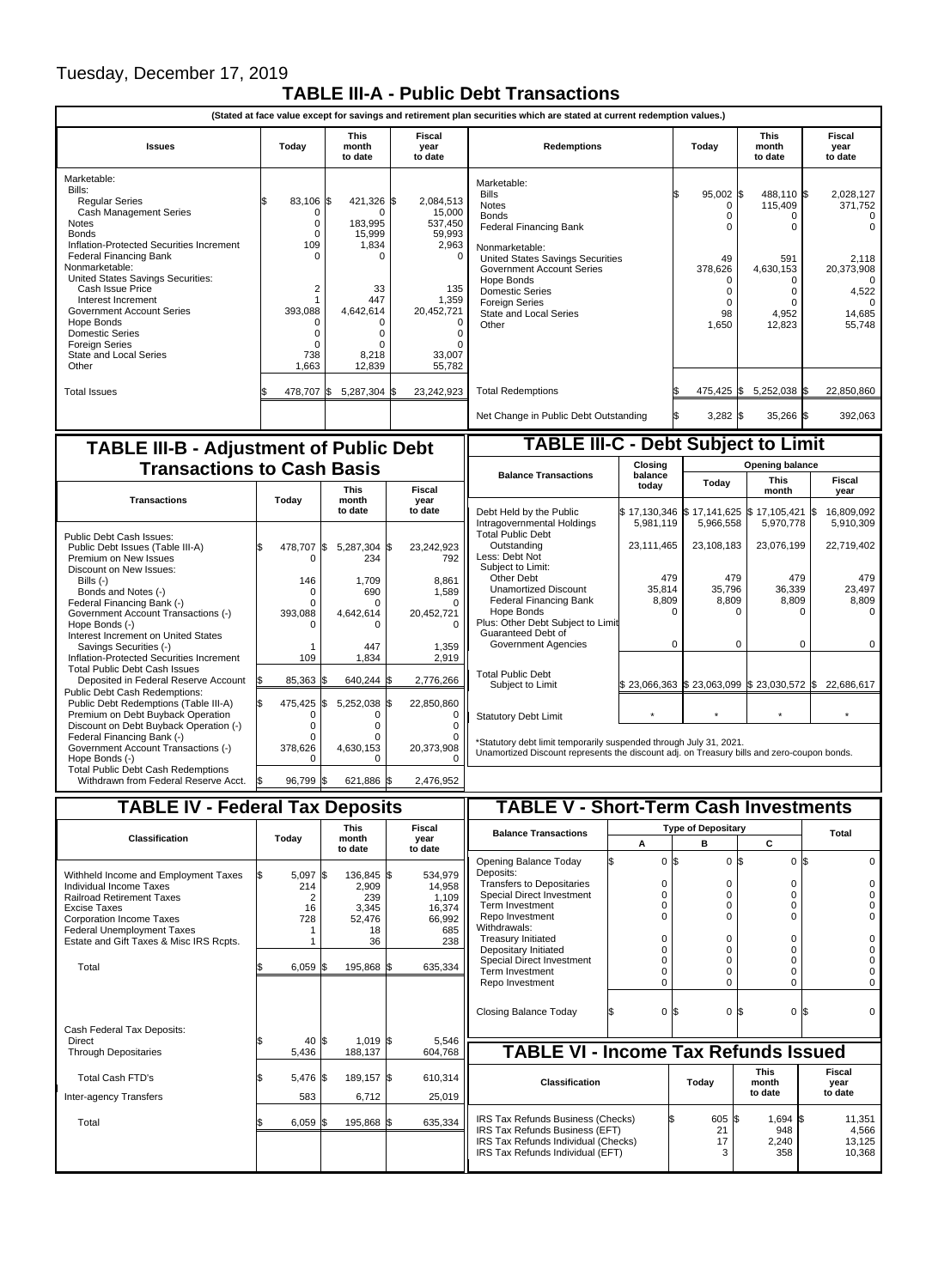Tuesday, December 17, 2019

# TABLE III-A - Public Debt Transactions

(Stated at face value except for savings and retirement plan securities which are stated at current redemption values.)

| Issues | Today | This month to date | Fiscal year to date |
|---|---|---|---|
| Marketable: | | | |
| Bills: | | | |
| Regular Series | $ 83,106 | $ 421,326 | $ 2,084,513 |
| Cash Management Series | 0 | 0 | 15,000 |
| Notes | 0 | 183,995 | 537,450 |
| Bonds | 0 | 15,999 | 59,993 |
| Inflation-Protected Securities Increment | 109 | 1,834 | 2,963 |
| Federal Financing Bank | 0 | 0 | 0 |
| Nonmarketable: | | | |
| United States Savings Securities: | | | |
| Cash Issue Price | 2 | 33 | 135 |
| Interest Increment | 1 | 447 | 1,359 |
| Government Account Series | 393,088 | 4,642,614 | 20,452,721 |
| Hope Bonds | 0 | 0 | 0 |
| Domestic Series | 0 | 0 | 0 |
| Foreign Series | 0 | 0 | 0 |
| State and Local Series | 738 | 8,218 | 33,007 |
| Other | 1,663 | 12,839 | 55,782 |
| Total Issues | $ 478,707 | $ 5,287,304 | $ 23,242,923 |

| Redemptions | Today | This month to date | Fiscal year to date |
|---|---|---|---|
| Marketable: | | | |
| Bills | $ 95,002 | $ 488,110 | $ 2,028,127 |
| Notes | 0 | 115,409 | 371,752 |
| Bonds | 0 | 0 | 0 |
| Federal Financing Bank | 0 | 0 | 0 |
| Nonmarketable: | | | |
| United States Savings Securities | 49 | 591 | 2,118 |
| Government Account Series | 378,626 | 4,630,153 | 20,373,908 |
| Hope Bonds | 0 | 0 | 0 |
| Domestic Series | 0 | 0 | 4,522 |
| Foreign Series | 0 | 0 | 0 |
| State and Local Series | 98 | 4,952 | 14,685 |
| Other | 1,650 | 12,823 | 55,748 |
| Total Redemptions | $ 475,425 | $ 5,252,038 | $ 22,850,860 |
| Net Change in Public Debt Outstanding | $ 3,282 | $ 35,266 | $ 392,063 |

# TABLE III-B - Adjustment of Public Debt Transactions to Cash Basis

| Transactions | Today | This month to date | Fiscal year to date |
|---|---|---|---|
| Public Debt Cash Issues: | | | |
| Public Debt Issues (Table III-A) | $ 478,707 | $ 5,287,304 | $ 23,242,923 |
| Premium on New Issues | 0 | 234 | 792 |
| Discount on New Issues: | | | |
| Bills (-) | 146 | 1,709 | 8,861 |
| Bonds and Notes (-) | 0 | 690 | 1,589 |
| Federal Financing Bank (-) | 0 | 0 | 0 |
| Government Account Transactions (-) | 393,088 | 4,642,614 | 20,452,721 |
| Hope Bonds (-) | 0 | 0 | 0 |
| Interest Increment on United States Savings Securities (-) | 1 | 447 | 1,359 |
| Inflation-Protected Securities Increment | 109 | 1,834 | 2,919 |
| Total Public Debt Cash Issues Deposited in Federal Reserve Account | $ 85,363 | $ 640,244 | $ 2,776,266 |
| Public Debt Cash Redemptions: | | | |
| Public Debt Redemptions (Table III-A) | $ 475,425 | $ 5,252,038 | $ 22,850,860 |
| Premium on Debt Buyback Operation | 0 | 0 | 0 |
| Discount on Debt Buyback Operation (-) | 0 | 0 | 0 |
| Federal Financing Bank (-) | 0 | 0 | 0 |
| Government Account Transactions (-) | 378,626 | 4,630,153 | 20,373,908 |
| Hope Bonds (-) | 0 | 0 | 0 |
| Total Public Debt Cash Redemptions Withdrawn from Federal Reserve Acct. | $ 96,799 | $ 621,886 | $ 2,476,952 |

# TABLE III-C - Debt Subject to Limit

| Balance Transactions | Closing balance today | Opening balance Today | Opening balance This month | Opening balance Fiscal year |
|---|---|---|---|---|
| Debt Held by the Public | $ 17,130,346 | $ 17,141,625 | $ 17,105,421 | $ 16,809,092 |
| Intragovernmental Holdings | 5,981,119 | 5,966,558 | 5,970,778 | 5,910,309 |
| Total Public Debt Outstanding | 23,111,465 | 23,108,183 | 23,076,199 | 22,719,402 |
| Less: Debt Not Subject to Limit: | | | | |
| Other Debt | 479 | 479 | 479 | 479 |
| Unamortized Discount | 35,814 | 35,796 | 36,339 | 23,497 |
| Federal Financing Bank | 8,809 | 8,809 | 8,809 | 8,809 |
| Hope Bonds | 0 | 0 | 0 | 0 |
| Plus: Other Debt Subject to Limit | | | | |
| Guaranteed Debt of Government Agencies | 0 | 0 | 0 | 0 |
| Total Public Debt Subject to Limit | $ 23,066,363 | $ 23,063,099 | $ 23,030,572 | $ 22,686,617 |
| Statutory Debt Limit | * | * | * | * |

*Statutory debt limit temporarily suspended through July 31, 2021.
Unamortized Discount represents the discount adj. on Treasury bills and zero-coupon bonds.

# TABLE IV - Federal Tax Deposits

| Classification | Today | This month to date | Fiscal year to date |
|---|---|---|---|
| Withheld Income and Employment Taxes | $ 5,097 | $ 136,845 | $ 534,979 |
| Individual Income Taxes | 214 | 2,909 | 14,958 |
| Railroad Retirement Taxes | 2 | 239 | 1,109 |
| Excise Taxes | 16 | 3,345 | 16,374 |
| Corporation Income Taxes | 728 | 52,476 | 66,992 |
| Federal Unemployment Taxes | 1 | 18 | 685 |
| Estate and Gift Taxes & Misc IRS Rcpts. | 1 | 36 | 238 |
| Total | $ 6,059 | $ 195,868 | $ 635,334 |
| Cash Federal Tax Deposits: | | | |
| Direct | $ 40 | $ 1,019 | $ 5,546 |
| Through Depositaries | 5,436 | 188,137 | 604,768 |
| Total Cash FTD's | $ 5,476 | $ 189,157 | $ 610,314 |
| Inter-agency Transfers | 583 | 6,712 | 25,019 |
| Total | $ 6,059 | $ 195,868 | $ 635,334 |

# TABLE V - Short-Term Cash Investments

| Balance Transactions | Type of Depositary A | Type of Depositary B | Type of Depositary C | Total |
|---|---|---|---|---|
| Opening Balance Today | $ 0 | $ 0 | $ 0 | $ 0 |
| Deposits: | | | | |
| Transfers to Depositaries | 0 | 0 | 0 | 0 |
| Special Direct Investment | 0 | 0 | 0 | 0 |
| Term Investment | 0 | 0 | 0 | 0 |
| Repo Investment | 0 | 0 | 0 | 0 |
| Withdrawals: | | | | |
| Treasury Initiated | 0 | 0 | 0 | 0 |
| Depositary Initiated | 0 | 0 | 0 | 0 |
| Special Direct Investment | 0 | 0 | 0 | 0 |
| Term Investment | 0 | 0 | 0 | 0 |
| Repo Investment | 0 | 0 | 0 | 0 |
| Closing Balance Today | $ 0 | $ 0 | $ 0 | $ 0 |

# TABLE VI - Income Tax Refunds Issued

| Classification | Today | This month to date | Fiscal year to date |
|---|---|---|---|
| IRS Tax Refunds Business (Checks) | $ 605 | $ 1,694 | $ 11,351 |
| IRS Tax Refunds Business (EFT) | 21 | 948 | 4,566 |
| IRS Tax Refunds Individual (Checks) | 17 | 2,240 | 13,125 |
| IRS Tax Refunds Individual (EFT) | 3 | 358 | 10,368 |